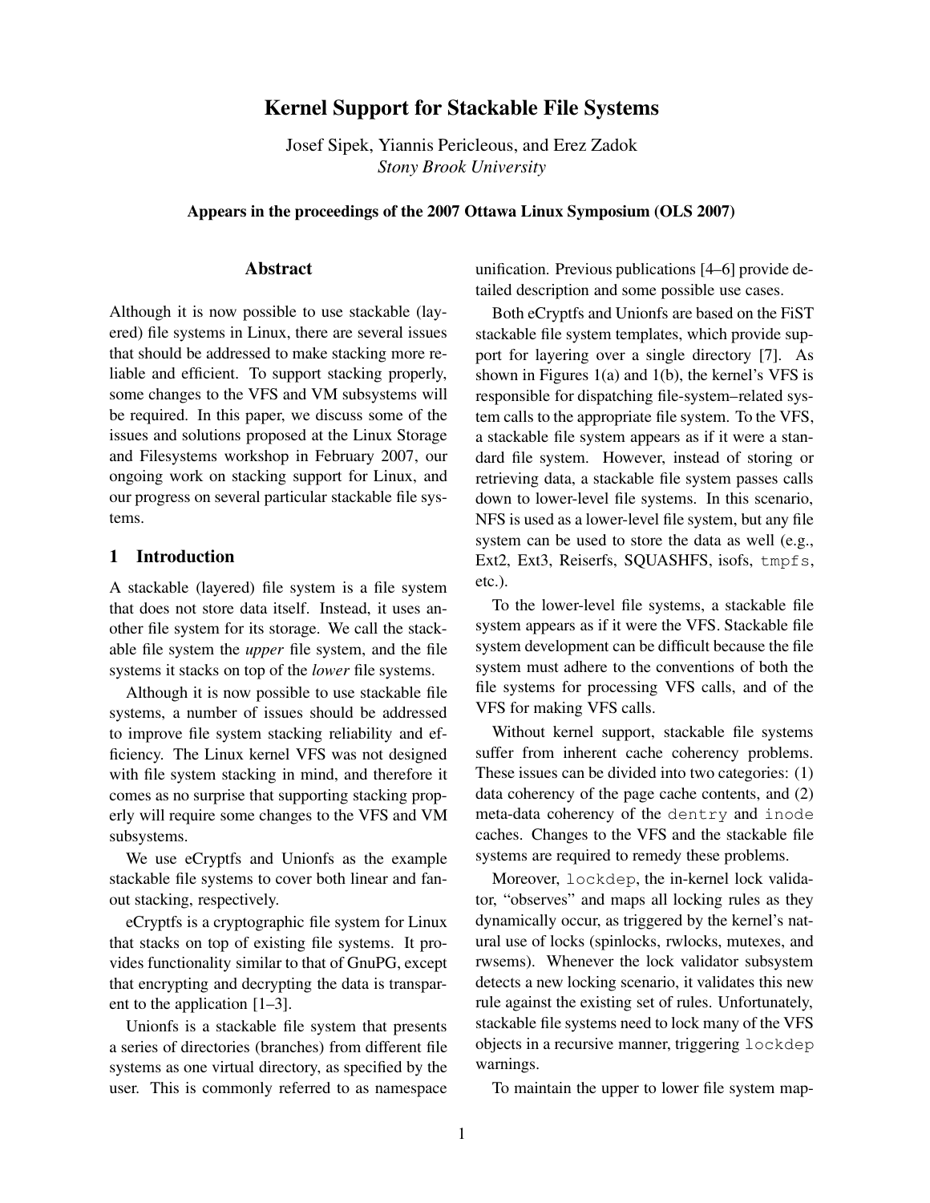# Kernel Support for Stackable File Systems

Josef Sipek, Yiannis Pericleous, and Erez Zadok
*Stony Brook University*

**Appears in the proceedings of the 2007 Ottawa Linux Symposium (OLS 2007)**

## Abstract

Although it is now possible to use stackable (layered) file systems in Linux, there are several issues that should be addressed to make stacking more reliable and efficient. To support stacking properly, some changes to the VFS and VM subsystems will be required. In this paper, we discuss some of the issues and solutions proposed at the Linux Storage and Filesystems workshop in February 2007, our ongoing work on stacking support for Linux, and our progress on several particular stackable file systems.

## 1 Introduction

A stackable (layered) file system is a file system that does not store data itself. Instead, it uses another file system for its storage. We call the stackable file system the *upper* file system, and the file systems it stacks on top of the *lower* file systems.

Although it is now possible to use stackable file systems, a number of issues should be addressed to improve file system stacking reliability and efficiency. The Linux kernel VFS was not designed with file system stacking in mind, and therefore it comes as no surprise that supporting stacking properly will require some changes to the VFS and VM subsystems.

We use eCryptfs and Unionfs as the example stackable file systems to cover both linear and fanout stacking, respectively.

eCryptfs is a cryptographic file system for Linux that stacks on top of existing file systems. It provides functionality similar to that of GnuPG, except that encrypting and decrypting the data is transparent to the application [1–3].

Unionfs is a stackable file system that presents a series of directories (branches) from different file systems as one virtual directory, as specified by the user. This is commonly referred to as namespace unification. Previous publications [4–6] provide detailed description and some possible use cases.

Both eCryptfs and Unionfs are based on the FiST stackable file system templates, which provide support for layering over a single directory [7]. As shown in Figures 1(a) and 1(b), the kernel's VFS is responsible for dispatching file-system–related system calls to the appropriate file system. To the VFS, a stackable file system appears as if it were a standard file system. However, instead of storing or retrieving data, a stackable file system passes calls down to lower-level file systems. In this scenario, NFS is used as a lower-level file system, but any file system can be used to store the data as well (e.g., Ext2, Ext3, Reiserfs, SQUASHFS, isofs, `tmpfs`, etc.).

To the lower-level file systems, a stackable file system appears as if it were the VFS. Stackable file system development can be difficult because the file system must adhere to the conventions of both the file systems for processing VFS calls, and of the VFS for making VFS calls.

Without kernel support, stackable file systems suffer from inherent cache coherency problems. These issues can be divided into two categories: (1) data coherency of the page cache contents, and (2) meta-data coherency of the `dentry` and `inode` caches. Changes to the VFS and the stackable file systems are required to remedy these problems.

Moreover, `lockdep`, the in-kernel lock validator, "observes" and maps all locking rules as they dynamically occur, as triggered by the kernel's natural use of locks (spinlocks, rwlocks, mutexes, and rwsems). Whenever the lock validator subsystem detects a new locking scenario, it validates this new rule against the existing set of rules. Unfortunately, stackable file systems need to lock many of the VFS objects in a recursive manner, triggering `lockdep` warnings.

To maintain the upper to lower file system map-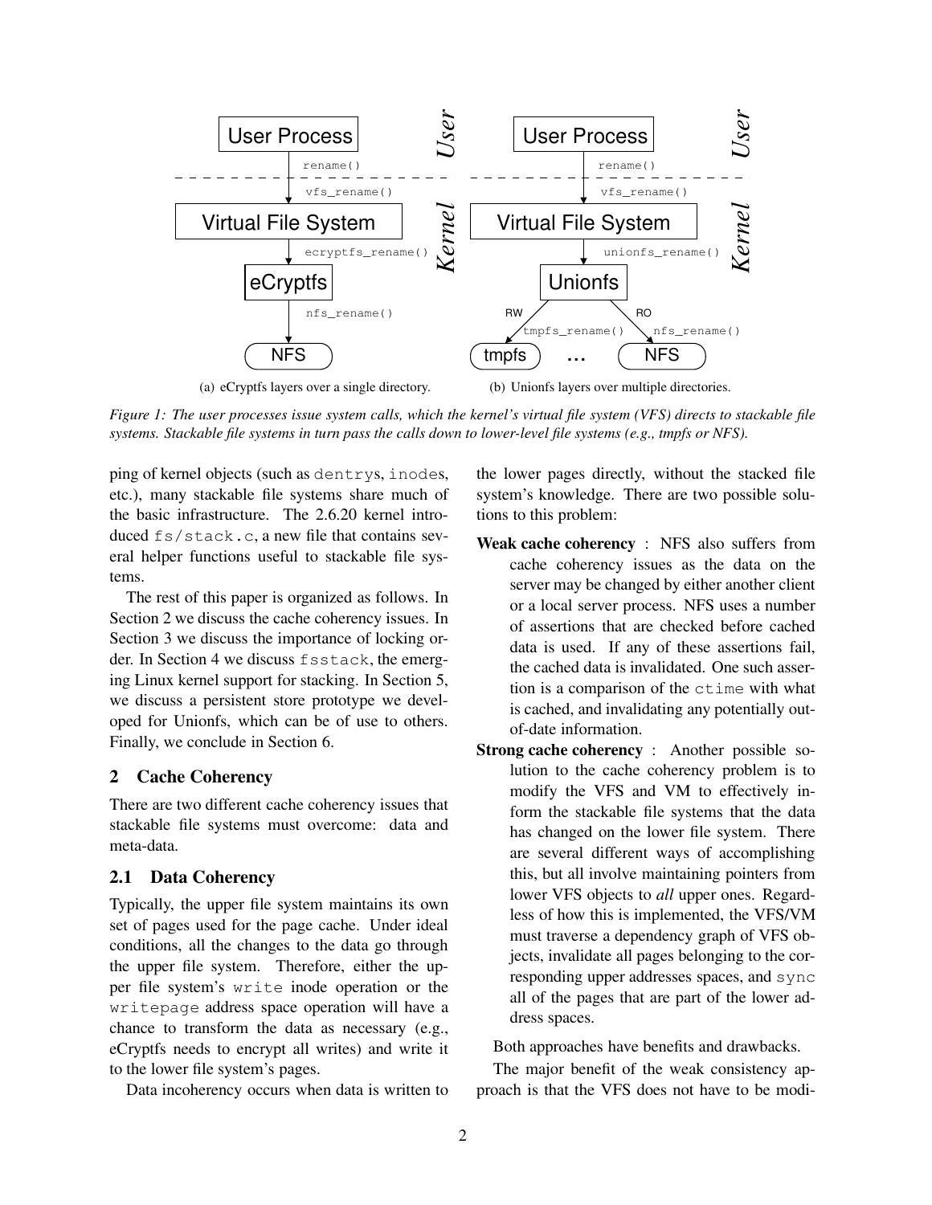(a) eCryptfs layers over a single directory.

(b) Unionfs layers over multiple directories.

*Figure 1: The user processes issue system calls, which the kernel's virtual file system (VFS) directs to stackable file systems. Stackable file systems in turn pass the calls down to lower-level file systems (e.g., tmpfs or NFS).*

ping of kernel objects (such as `dentry`s, `inode`s, etc.), many stackable file systems share much of the basic infrastructure. The 2.6.20 kernel introduced `fs/stack.c`, a new file that contains several helper functions useful to stackable file systems.

The rest of this paper is organized as follows. In Section 2 we discuss the cache coherency issues. In Section 3 we discuss the importance of locking order. In Section 4 we discuss `fsstack`, the emerging Linux kernel support for stacking. In Section 5, we discuss a persistent store prototype we developed for Unionfs, which can be of use to others. Finally, we conclude in Section 6.

## 2 Cache Coherency

There are two different cache coherency issues that stackable file systems must overcome: data and meta-data.

### 2.1 Data Coherency

Typically, the upper file system maintains its own set of pages used for the page cache. Under ideal conditions, all the changes to the data go through the upper file system. Therefore, either the upper file system's `write` inode operation or the `writepage` address space operation will have a chance to transform the data as necessary (e.g., eCryptfs needs to encrypt all writes) and write it to the lower file system's pages.

Data incoherency occurs when data is written to the lower pages directly, without the stacked file system's knowledge. There are two possible solutions to this problem:

**Weak cache coherency** : NFS also suffers from cache coherency issues as the data on the server may be changed by either another client or a local server process. NFS uses a number of assertions that are checked before cached data is used. If any of these assertions fail, the cached data is invalidated. One such assertion is a comparison of the `ctime` with what is cached, and invalidating any potentially out-of-date information.

**Strong cache coherency** : Another possible solution to the cache coherency problem is to modify the VFS and VM to effectively inform the stackable file systems that the data has changed on the lower file system. There are several different ways of accomplishing this, but all involve maintaining pointers from lower VFS objects to *all* upper ones. Regardless of how this is implemented, the VFS/VM must traverse a dependency graph of VFS objects, invalidate all pages belonging to the corresponding upper addresses spaces, and `sync` all of the pages that are part of the lower address spaces.

Both approaches have benefits and drawbacks.

The major benefit of the weak consistency approach is that the VFS does not have to be modi-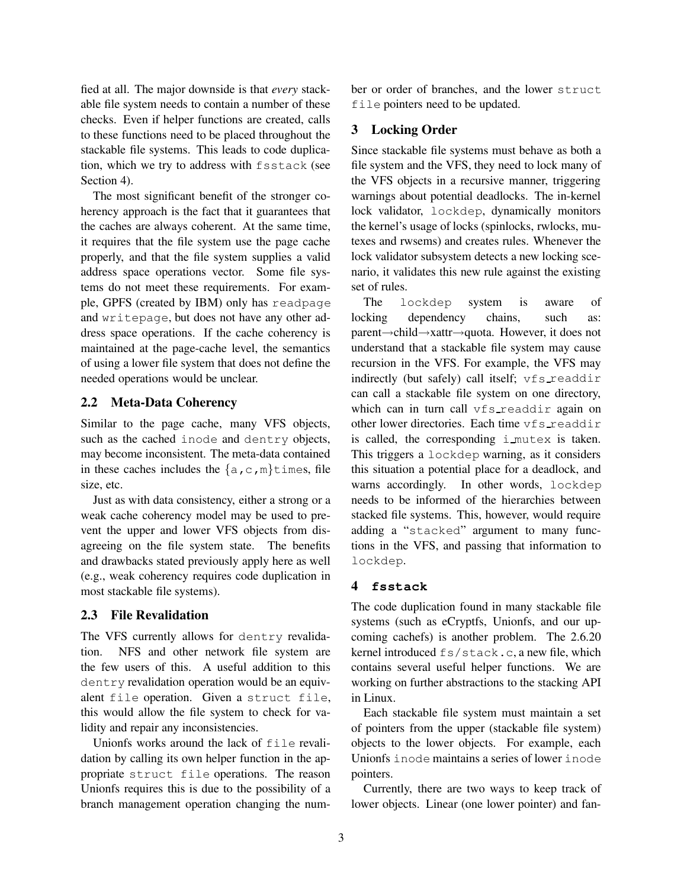fied at all. The major downside is that *every* stackable file system needs to contain a number of these checks. Even if helper functions are created, calls to these functions need to be placed throughout the stackable file systems. This leads to code duplication, which we try to address with `fsstack` (see Section 4).

The most significant benefit of the stronger coherency approach is the fact that it guarantees that the caches are always coherent. At the same time, it requires that the file system use the page cache properly, and that the file system supplies a valid address space operations vector. Some file systems do not meet these requirements. For example, GPFS (created by IBM) only has `readpage` and `writepage`, but does not have any other address space operations. If the cache coherency is maintained at the page-cache level, the semantics of using a lower file system that does not define the needed operations would be unclear.

## 2.2 Meta-Data Coherency

Similar to the page cache, many VFS objects, such as the cached `inode` and `dentry` objects, may become inconsistent. The meta-data contained in these caches includes the {a,c,m}times, file size, etc.

Just as with data consistency, either a strong or a weak cache coherency model may be used to prevent the upper and lower VFS objects from disagreeing on the file system state. The benefits and drawbacks stated previously apply here as well (e.g., weak coherency requires code duplication in most stackable file systems).

## 2.3 File Revalidation

The VFS currently allows for `dentry` revalidation. NFS and other network file system are the few users of this. A useful addition to this `dentry` revalidation operation would be an equivalent `file` operation. Given a `struct file`, this would allow the file system to check for validity and repair any inconsistencies.

Unionfs works around the lack of `file` revalidation by calling its own helper function in the appropriate `struct file` operations. The reason Unionfs requires this is due to the possibility of a branch management operation changing the number or order of branches, and the lower `struct file` pointers need to be updated.

# 3 Locking Order

Since stackable file systems must behave as both a file system and the VFS, they need to lock many of the VFS objects in a recursive manner, triggering warnings about potential deadlocks. The in-kernel lock validator, `lockdep`, dynamically monitors the kernel's usage of locks (spinlocks, rwlocks, mutexes and rwsems) and creates rules. Whenever the lock validator subsystem detects a new locking scenario, it validates this new rule against the existing set of rules.

The `lockdep` system is aware of locking dependency chains, such as: parent→child→xattr→quota. However, it does not understand that a stackable file system may cause recursion in the VFS. For example, the VFS may indirectly (but safely) call itself; `vfs_readdir` can call a stackable file system on one directory, which can in turn call `vfs_readdir` again on other lower directories. Each time `vfs_readdir` is called, the corresponding `i_mutex` is taken. This triggers a `lockdep` warning, as it considers this situation a potential place for a deadlock, and warns accordingly. In other words, `lockdep` needs to be informed of the hierarchies between stacked file systems. This, however, would require adding a "`stacked`" argument to many functions in the VFS, and passing that information to `lockdep`.

# 4 fsstack

The code duplication found in many stackable file systems (such as eCryptfs, Unionfs, and our upcoming cachefs) is another problem. The 2.6.20 kernel introduced `fs/stack.c`, a new file, which contains several useful helper functions. We are working on further abstractions to the stacking API in Linux.

Each stackable file system must maintain a set of pointers from the upper (stackable file system) objects to the lower objects. For example, each Unionfs `inode` maintains a series of lower `inode` pointers.

Currently, there are two ways to keep track of lower objects. Linear (one lower pointer) and fan-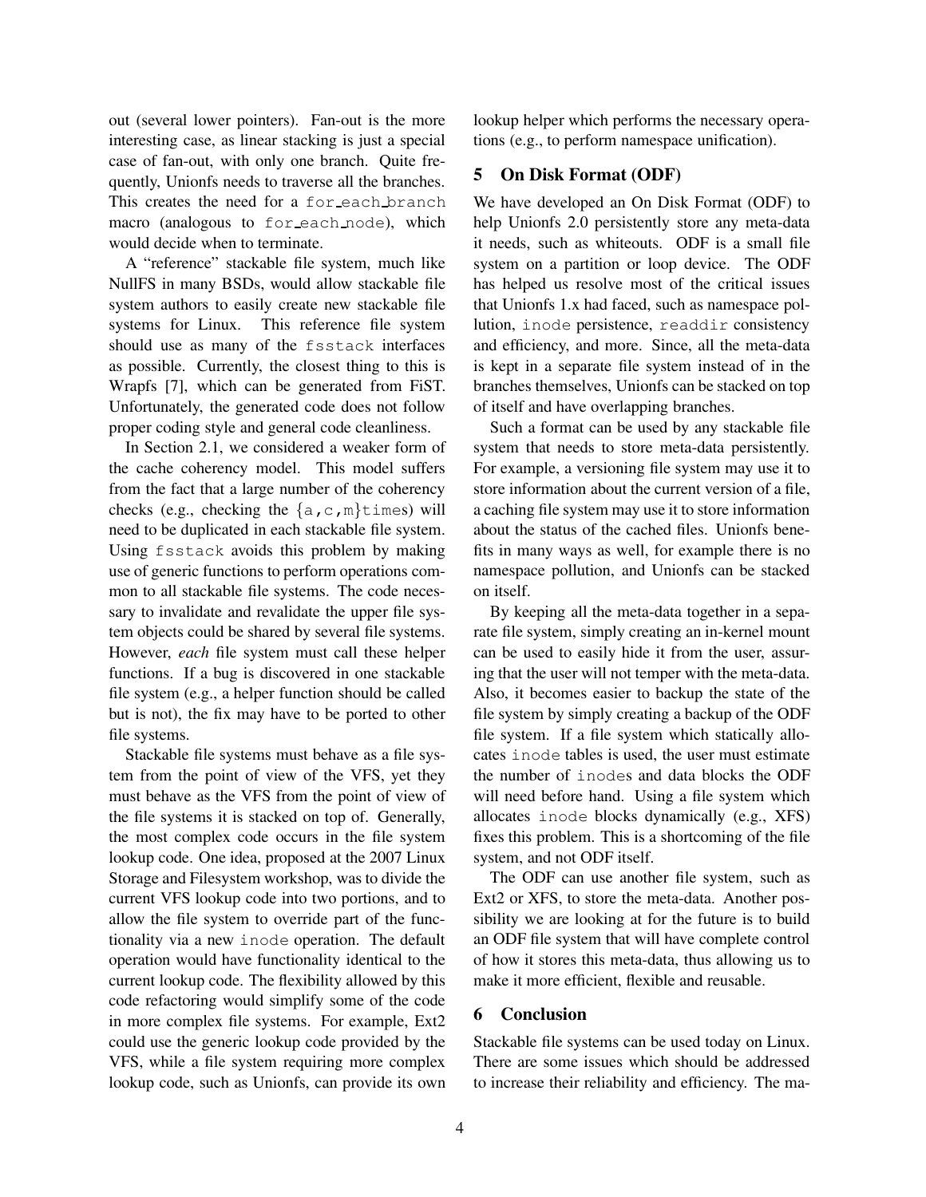out (several lower pointers). Fan-out is the more interesting case, as linear stacking is just a special case of fan-out, with only one branch. Quite frequently, Unionfs needs to traverse all the branches. This creates the need for a `for_each_branch` macro (analogous to `for_each_node`), which would decide when to terminate.

A "reference" stackable file system, much like NullFS in many BSDs, would allow stackable file system authors to easily create new stackable file systems for Linux. This reference file system should use as many of the `fsstack` interfaces as possible. Currently, the closest thing to this is Wrapfs [7], which can be generated from FiST. Unfortunately, the generated code does not follow proper coding style and general code cleanliness.

In Section 2.1, we considered a weaker form of the cache coherency model. This model suffers from the fact that a large number of the coherency checks (e.g., checking the `{a,c,m}times`) will need to be duplicated in each stackable file system. Using `fsstack` avoids this problem by making use of generic functions to perform operations common to all stackable file systems. The code necessary to invalidate and revalidate the upper file system objects could be shared by several file systems. However, *each* file system must call these helper functions. If a bug is discovered in one stackable file system (e.g., a helper function should be called but is not), the fix may have to be ported to other file systems.

Stackable file systems must behave as a file system from the point of view of the VFS, yet they must behave as the VFS from the point of view of the file systems it is stacked on top of. Generally, the most complex code occurs in the file system lookup code. One idea, proposed at the 2007 Linux Storage and Filesystem workshop, was to divide the current VFS lookup code into two portions, and to allow the file system to override part of the functionality via a new `inode` operation. The default operation would have functionality identical to the current lookup code. The flexibility allowed by this code refactoring would simplify some of the code in more complex file systems. For example, Ext2 could use the generic lookup code provided by the VFS, while a file system requiring more complex lookup code, such as Unionfs, can provide its own lookup helper which performs the necessary operations (e.g., to perform namespace unification).

## 5 On Disk Format (ODF)

We have developed an On Disk Format (ODF) to help Unionfs 2.0 persistently store any meta-data it needs, such as whiteouts. ODF is a small file system on a partition or loop device. The ODF has helped us resolve most of the critical issues that Unionfs 1.x had faced, such as namespace pollution, `inode` persistence, `readdir` consistency and efficiency, and more. Since, all the meta-data is kept in a separate file system instead of in the branches themselves, Unionfs can be stacked on top of itself and have overlapping branches.

Such a format can be used by any stackable file system that needs to store meta-data persistently. For example, a versioning file system may use it to store information about the current version of a file, a caching file system may use it to store information about the status of the cached files. Unionfs benefits in many ways as well, for example there is no namespace pollution, and Unionfs can be stacked on itself.

By keeping all the meta-data together in a separate file system, simply creating an in-kernel mount can be used to easily hide it from the user, assuring that the user will not temper with the meta-data. Also, it becomes easier to backup the state of the file system by simply creating a backup of the ODF file system. If a file system which statically allocates `inode` tables is used, the user must estimate the number of `inode`s and data blocks the ODF will need before hand. Using a file system which allocates `inode` blocks dynamically (e.g., XFS) fixes this problem. This is a shortcoming of the file system, and not ODF itself.

The ODF can use another file system, such as Ext2 or XFS, to store the meta-data. Another possibility we are looking at for the future is to build an ODF file system that will have complete control of how it stores this meta-data, thus allowing us to make it more efficient, flexible and reusable.

## 6 Conclusion

Stackable file systems can be used today on Linux. There are some issues which should be addressed to increase their reliability and efficiency. The ma-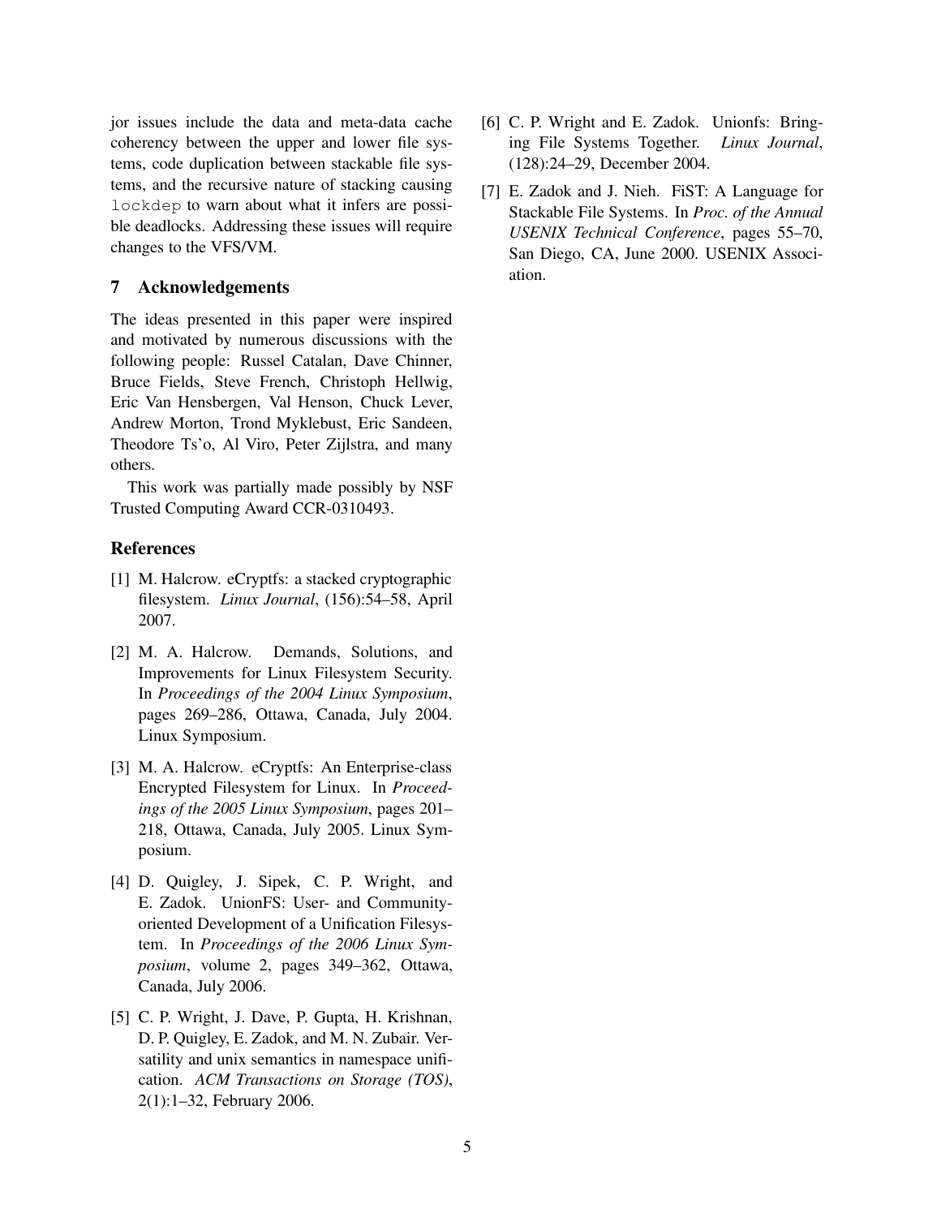jor issues include the data and meta-data cache coherency between the upper and lower file systems, code duplication between stackable file systems, and the recursive nature of stacking causing `lockdep` to warn about what it infers are possible deadlocks. Addressing these issues will require changes to the VFS/VM.

## 7 Acknowledgements

The ideas presented in this paper were inspired and motivated by numerous discussions with the following people: Russel Catalan, Dave Chinner, Bruce Fields, Steve French, Christoph Hellwig, Eric Van Hensbergen, Val Henson, Chuck Lever, Andrew Morton, Trond Myklebust, Eric Sandeen, Theodore Ts'o, Al Viro, Peter Zijlstra, and many others.

This work was partially made possibly by NSF Trusted Computing Award CCR-0310493.

## References

[1] M. Halcrow. eCryptfs: a stacked cryptographic filesystem. *Linux Journal*, (156):54–58, April 2007.

[2] M. A. Halcrow. Demands, Solutions, and Improvements for Linux Filesystem Security. In *Proceedings of the 2004 Linux Symposium*, pages 269–286, Ottawa, Canada, July 2004. Linux Symposium.

[3] M. A. Halcrow. eCryptfs: An Enterprise-class Encrypted Filesystem for Linux. In *Proceedings of the 2005 Linux Symposium*, pages 201–218, Ottawa, Canada, July 2005. Linux Symposium.

[4] D. Quigley, J. Sipek, C. P. Wright, and E. Zadok. UnionFS: User- and Community-oriented Development of a Unification Filesystem. In *Proceedings of the 2006 Linux Symposium*, volume 2, pages 349–362, Ottawa, Canada, July 2006.

[5] C. P. Wright, J. Dave, P. Gupta, H. Krishnan, D. P. Quigley, E. Zadok, and M. N. Zubair. Versatility and unix semantics in namespace unification. *ACM Transactions on Storage (TOS)*, 2(1):1–32, February 2006.

[6] C. P. Wright and E. Zadok. Unionfs: Bringing File Systems Together. *Linux Journal*, (128):24–29, December 2004.

[7] E. Zadok and J. Nieh. FiST: A Language for Stackable File Systems. In *Proc. of the Annual USENIX Technical Conference*, pages 55–70, San Diego, CA, June 2000. USENIX Association.